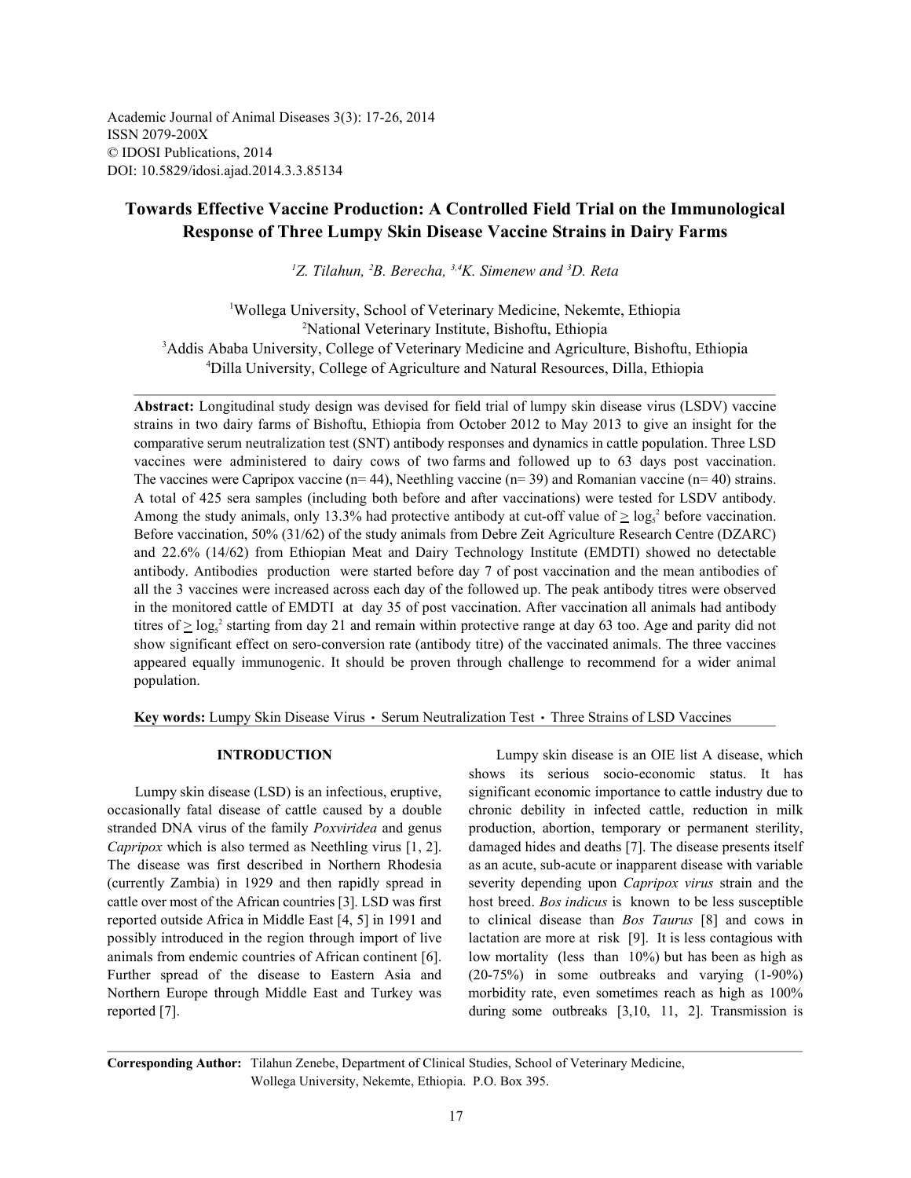Academic Journal of Animal Diseases 3(3): 17-26, 2014
ISSN 2079-200X
© IDOSI Publications, 2014
DOI: 10.5829/idosi.ajad.2014.3.3.85134

# Towards Effective Vaccine Production: A Controlled Field Trial on the Immunological Response of Three Lumpy Skin Disease Vaccine Strains in Dairy Farms

*[1]Z. Tilahun, [2]B. Berecha, [3,4]K. Simenew and [3]D. Reta*

[1]Wollega University, School of Veterinary Medicine, Nekemte, Ethiopia
[2]National Veterinary Institute, Bishoftu, Ethiopia
[3]Addis Ababa University, College of Veterinary Medicine and Agriculture, Bishoftu, Ethiopia
[4]Dilla University, College of Agriculture and Natural Resources, Dilla, Ethiopia

**Abstract:** Longitudinal study design was devised for field trial of lumpy skin disease virus (LSDV) vaccine strains in two dairy farms of Bishoftu, Ethiopia from October 2012 to May 2013 to give an insight for the comparative serum neutralization test (SNT) antibody responses and dynamics in cattle population. Three LSD vaccines were administered to dairy cows of two farms and followed up to 63 days post vaccination. The vaccines were Capripox vaccine (n= 44), Neethling vaccine (n= 39) and Romanian vaccine (n= 40) strains. A total of 425 sera samples (including both before and after vaccinations) were tested for LSDV antibody. Among the study animals, only 13.3% had protective antibody at cut-off value of $\geq \log_5^2$ before vaccination. Before vaccination, 50% (31/62) of the study animals from Debre Zeit Agriculture Research Centre (DZARC) and 22.6% (14/62) from Ethiopian Meat and Dairy Technology Institute (EMDTI) showed no detectable antibody. Antibodies production were started before day 7 of post vaccination and the mean antibodies of all the 3 vaccines were increased across each day of the followed up. The peak antibody titres were observed in the monitored cattle of EMDTI at day 35 of post vaccination. After vaccination all animals had antibody titres of $\geq \log_5^2$ starting from day 21 and remain within protective range at day 63 too. Age and parity did not show significant effect on sero-conversion rate (antibody titre) of the vaccinated animals. The three vaccines appeared equally immunogenic. It should be proven through challenge to recommend for a wider animal population.

**Key words:** Lumpy Skin Disease Virus • Serum Neutralization Test • Three Strains of LSD Vaccines

## INTRODUCTION

Lumpy skin disease (LSD) is an infectious, eruptive, occasionally fatal disease of cattle caused by a double stranded DNA virus of the family *Poxviridea* and genus *Capripox* which is also termed as Neethling virus [1, 2]. The disease was first described in Northern Rhodesia (currently Zambia) in 1929 and then rapidly spread in cattle over most of the African countries [3]. LSD was first reported outside Africa in Middle East [4, 5] in 1991 and possibly introduced in the region through import of live animals from endemic countries of African continent [6]. Further spread of the disease to Eastern Asia and Northern Europe through Middle East and Turkey was reported [7].

Lumpy skin disease is an OIE list A disease, which shows its serious socio-economic status. It has significant economic importance to cattle industry due to chronic debility in infected cattle, reduction in milk production, abortion, temporary or permanent sterility, damaged hides and deaths [7]. The disease presents itself as an acute, sub-acute or inapparent disease with variable severity depending upon *Capripox virus* strain and the host breed. *Bos indicus* is known to be less susceptible to clinical disease than *Bos Taurus* [8] and cows in lactation are more at risk [9]. It is less contagious with low mortality (less than 10%) but has been as high as (20-75%) in some outbreaks and varying (1-90%) morbidity rate, even sometimes reach as high as 100% during some outbreaks [3,10, 11, 2]. Transmission is

**Corresponding Author:** Tilahun Zenebe, Department of Clinical Studies, School of Veterinary Medicine, Wollega University, Nekemte, Ethiopia. P.O. Box 395.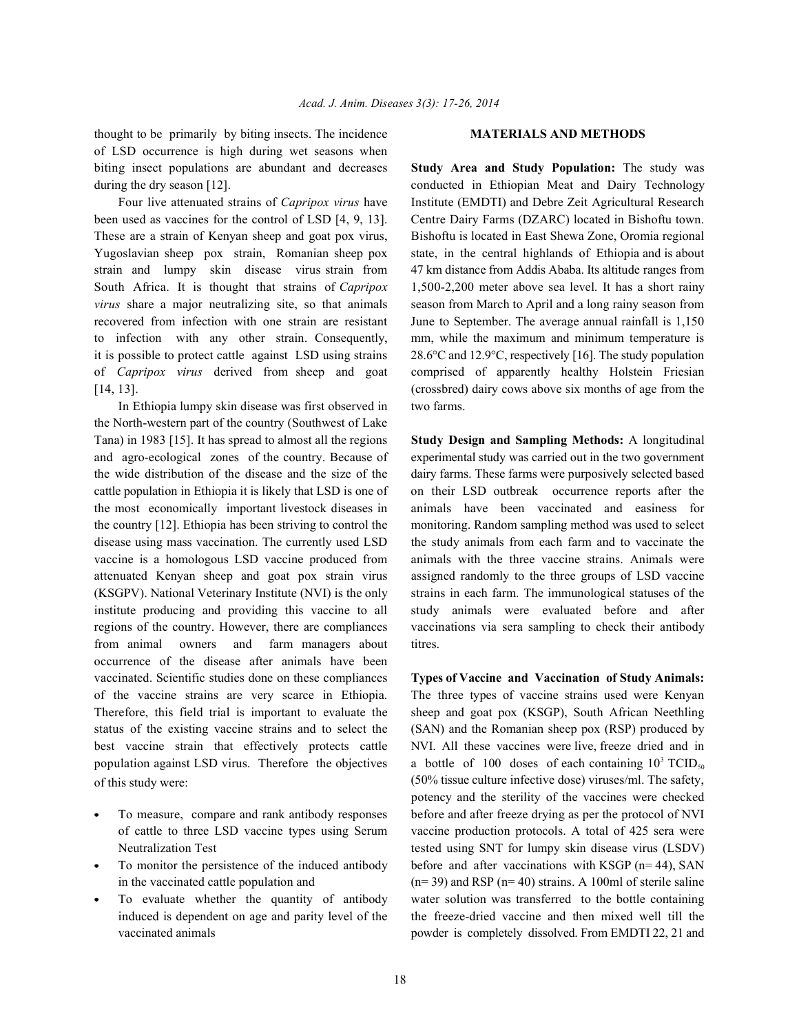thought to be primarily by biting insects. The incidence of LSD occurrence is high during wet seasons when biting insect populations are abundant and decreases during the dry season [12].

Four live attenuated strains of *Capripox virus* have been used as vaccines for the control of LSD [4, 9, 13]. These are a strain of Kenyan sheep and goat pox virus, Yugoslavian sheep pox strain, Romanian sheep pox strain and lumpy skin disease virus strain from South Africa. It is thought that strains of *Capripox virus* share a major neutralizing site, so that animals recovered from infection with one strain are resistant to infection with any other strain. Consequently, it is possible to protect cattle against LSD using strains of *Capripox virus* derived from sheep and goat [14, 13].

In Ethiopia lumpy skin disease was first observed in the North-western part of the country (Southwest of Lake Tana) in 1983 [15]. It has spread to almost all the regions and agro-ecological zones of the country. Because of the wide distribution of the disease and the size of the cattle population in Ethiopia it is likely that LSD is one of the most economically important livestock diseases in the country [12]. Ethiopia has been striving to control the disease using mass vaccination. The currently used LSD vaccine is a homologous LSD vaccine produced from attenuated Kenyan sheep and goat pox strain virus (KSGPV). National Veterinary Institute (NVI) is the only institute producing and providing this vaccine to all regions of the country. However, there are compliances from animal owners and farm managers about occurrence of the disease after animals have been vaccinated. Scientific studies done on these compliances of the vaccine strains are very scarce in Ethiopia. Therefore, this field trial is important to evaluate the status of the existing vaccine strains and to select the best vaccine strain that effectively protects cattle population against LSD virus. Therefore the objectives of this study were:

- To measure, compare and rank antibody responses of cattle to three LSD vaccine types using Serum Neutralization Test
- To monitor the persistence of the induced antibody in the vaccinated cattle population and
- To evaluate whether the quantity of antibody induced is dependent on age and parity level of the vaccinated animals

## MATERIALS AND METHODS

**Study Area and Study Population:** The study was conducted in Ethiopian Meat and Dairy Technology Institute (EMDTI) and Debre Zeit Agricultural Research Centre Dairy Farms (DZARC) located in Bishoftu town. Bishoftu is located in East Shewa Zone, Oromia regional state, in the central highlands of Ethiopia and is about 47 km distance from Addis Ababa. Its altitude ranges from 1,500-2,200 meter above sea level. It has a short rainy season from March to April and a long rainy season from June to September. The average annual rainfall is 1,150 mm, while the maximum and minimum temperature is 28.6°C and 12.9°C, respectively [16]. The study population comprised of apparently healthy Holstein Friesian (crossbred) dairy cows above six months of age from the two farms.

**Study Design and Sampling Methods:** A longitudinal experimental study was carried out in the two government dairy farms. These farms were purposively selected based on their LSD outbreak occurrence reports after the animals have been vaccinated and easiness for monitoring. Random sampling method was used to select the study animals from each farm and to vaccinate the animals with the three vaccine strains. Animals were assigned randomly to the three groups of LSD vaccine strains in each farm. The immunological statuses of the study animals were evaluated before and after vaccinations via sera sampling to check their antibody titres.

**Types of Vaccine and Vaccination of Study Animals:** The three types of vaccine strains used were Kenyan sheep and goat pox (KSGP), South African Neethling (SAN) and the Romanian sheep pox (RSP) produced by NVI. All these vaccines were live, freeze dried and in a bottle of 100 doses of each containing $10^3$ $TCID_{50}$ (50% tissue culture infective dose) viruses/ml. The safety, potency and the sterility of the vaccines were checked before and after freeze drying as per the protocol of NVI vaccine production protocols. A total of 425 sera were tested using SNT for lumpy skin disease virus (LSDV) before and after vaccinations with KSGP (n= 44), SAN (n= 39) and RSP (n= 40) strains. A 100ml of sterile saline water solution was transferred to the bottle containing the freeze-dried vaccine and then mixed well till the powder is completely dissolved. From EMDTI 22, 21 and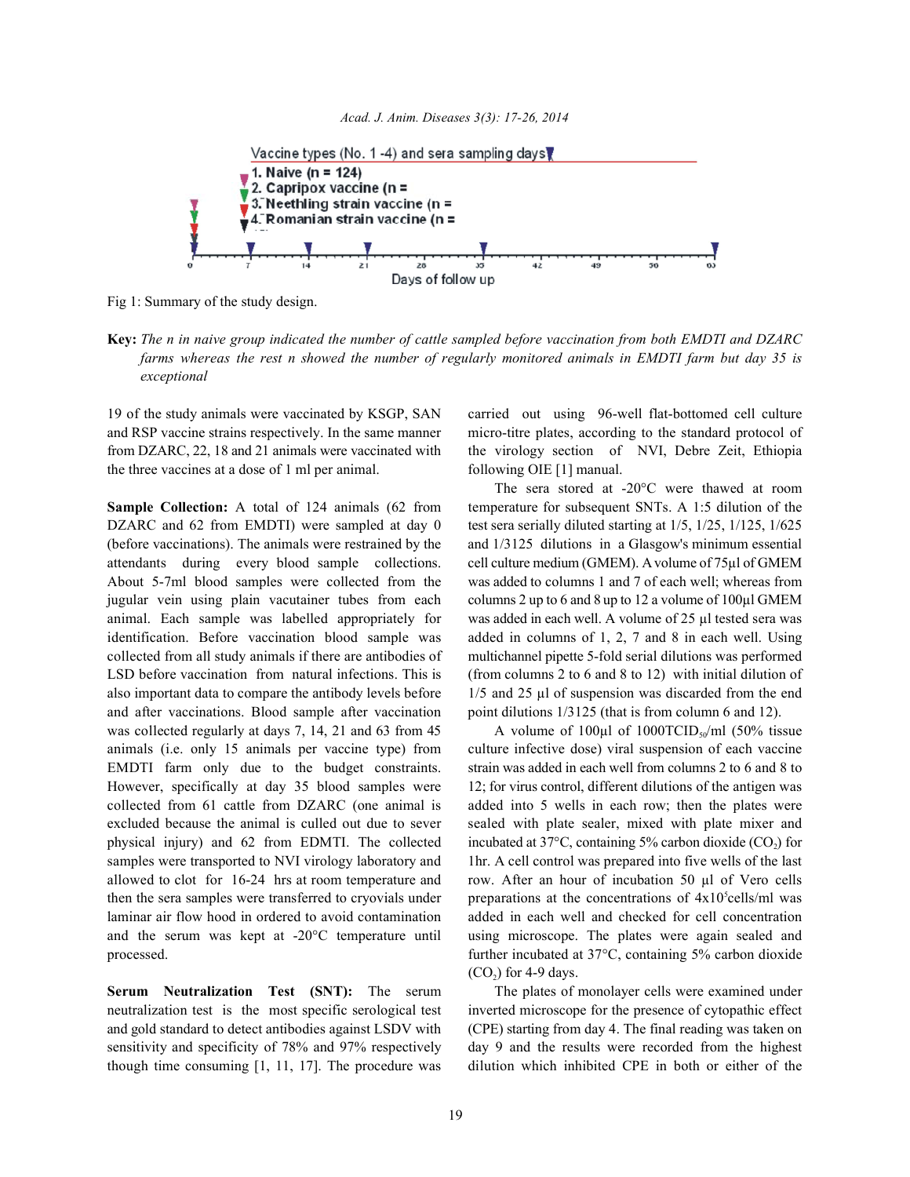Vaccine types (No. 1 -4) and sera sampling days

1. Naive (n = 124)
2. Capripox vaccine (n =
3. Neethling strain vaccine (n =
4. Romanian strain vaccine (n =

0 7 14 21 28 35 42 49 56 63

Days of follow up

Fig 1: Summary of the study design.

**Key:** *The n in naive group indicated the number of cattle sampled before vaccination from both EMDTI and DZARC farms whereas the rest n showed the number of regularly monitored animals in EMDTI farm but day 35 is exceptional*

19 of the study animals were vaccinated by KSGP, SAN and RSP vaccine strains respectively. In the same manner from DZARC, 22, 18 and 21 animals were vaccinated with the three vaccines at a dose of 1 ml per animal.

**Sample Collection:** A total of 124 animals (62 from DZARC and 62 from EMDTI) were sampled at day 0 (before vaccinations). The animals were restrained by the attendants during every blood sample collections. About 5-7ml blood samples were collected from the jugular vein using plain vacutainer tubes from each animal. Each sample was labelled appropriately for identification. Before vaccination blood sample was collected from all study animals if there are antibodies of LSD before vaccination from natural infections. This is also important data to compare the antibody levels before and after vaccinations. Blood sample after vaccination was collected regularly at days 7, 14, 21 and 63 from 45 animals (i.e. only 15 animals per vaccine type) from EMDTI farm only due to the budget constraints. However, specifically at day 35 blood samples were collected from 61 cattle from DZARC (one animal is excluded because the animal is culled out due to sever physical injury) and 62 from EMDTI. The collected samples were transported to NVI virology laboratory and allowed to clot for 16-24 hrs at room temperature and then the sera samples were transferred to cryovials under laminar air flow hood in ordered to avoid contamination and the serum was kept at -20°C temperature until processed.

**Serum Neutralization Test (SNT):** The serum neutralization test is the most specific serological test and gold standard to detect antibodies against LSDV with sensitivity and specificity of 78% and 97% respectively though time consuming [1, 11, 17]. The procedure was carried out using 96-well flat-bottomed cell culture micro-titre plates, according to the standard protocol of the virology section of NVI, Debre Zeit, Ethiopia following OIE [1] manual.

The sera stored at -20°C were thawed at room temperature for subsequent SNTs. A 1:5 dilution of the test sera serially diluted starting at 1/5, 1/25, 1/125, 1/625 and 1/3125 dilutions in a Glasgow's minimum essential cell culture medium (GMEM). A volume of 75µl of GMEM was added to columns 1 and 7 of each well; whereas from columns 2 up to 6 and 8 up to 12 a volume of 100µl GMEM was added in each well. A volume of 25 µl tested sera was added in columns of 1, 2, 7 and 8 in each well. Using multichannel pipette 5-fold serial dilutions was performed (from columns 2 to 6 and 8 to 12) with initial dilution of 1/5 and 25 µl of suspension was discarded from the end point dilutions 1/3125 (that is from column 6 and 12).

A volume of 100µl of 1000TCID$_{50}$/ml (50% tissue culture infective dose) viral suspension of each vaccine strain was added in each well from columns 2 to 6 and 8 to 12; for virus control, different dilutions of the antigen was added into 5 wells in each row; then the plates were sealed with plate sealer, mixed with plate mixer and incubated at 37°C, containing 5% carbon dioxide ($CO_2$) for 1hr. A cell control was prepared into five wells of the last row. After an hour of incubation 50 µl of Vero cells preparations at the concentrations of $4\times10^5$cells/ml was added in each well and checked for cell concentration using microscope. The plates were again sealed and further incubated at 37°C, containing 5% carbon dioxide ($CO_2$) for 4-9 days.

The plates of monolayer cells were examined under inverted microscope for the presence of cytopathic effect (CPE) starting from day 4. The final reading was taken on day 9 and the results were recorded from the highest dilution which inhibited CPE in both or either of the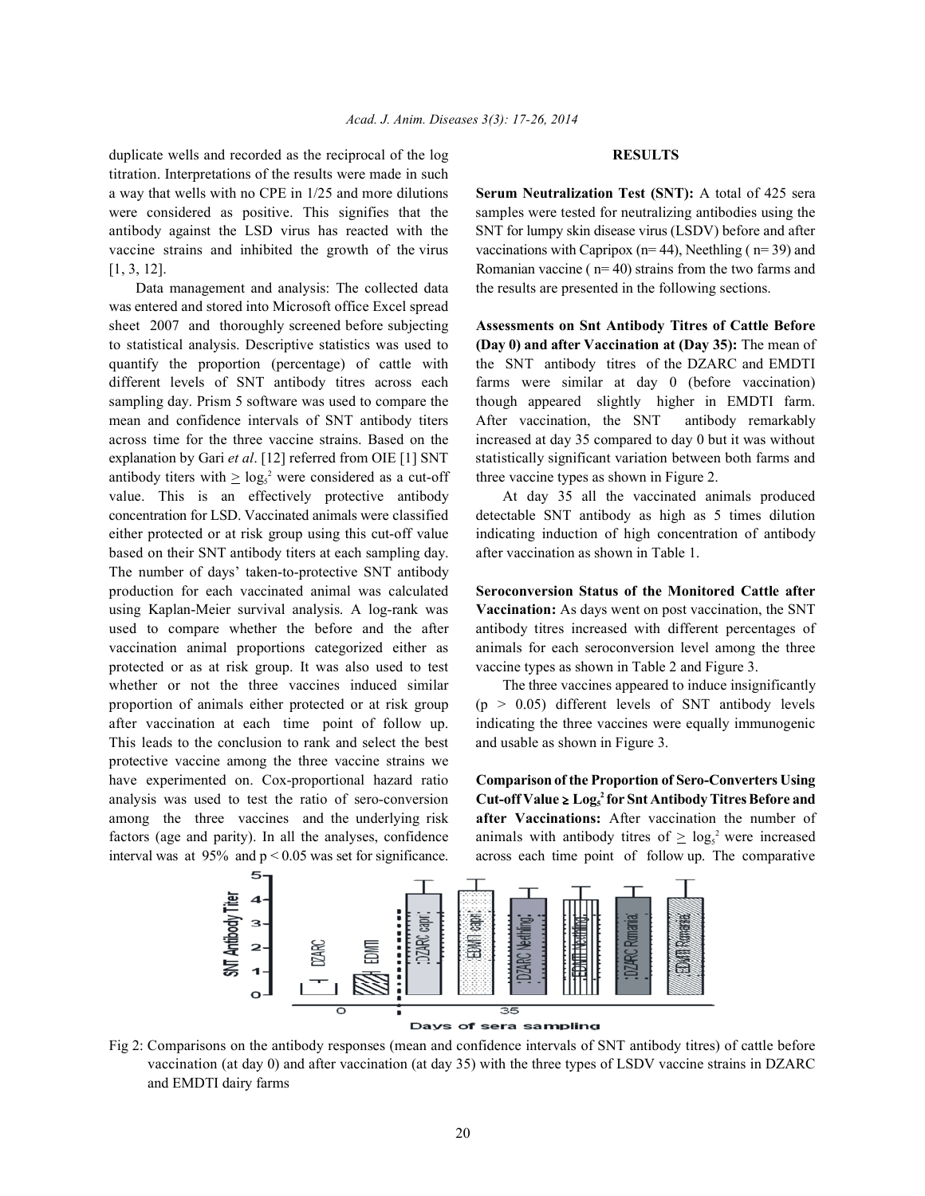duplicate wells and recorded as the reciprocal of the log titration. Interpretations of the results were made in such a way that wells with no CPE in 1/25 and more dilutions were considered as positive. This signifies that the antibody against the LSD virus has reacted with the vaccine strains and inhibited the growth of the virus [1, 3, 12].

Data management and analysis: The collected data was entered and stored into Microsoft office Excel spread sheet 2007 and thoroughly screened before subjecting to statistical analysis. Descriptive statistics was used to quantify the proportion (percentage) of cattle with different levels of SNT antibody titres across each sampling day. Prism 5 software was used to compare the mean and confidence intervals of SNT antibody titers across time for the three vaccine strains. Based on the explanation by Gari *et al*. [12] referred from OIE [1] SNT antibody titers with $\geq \log_5^2$ were considered as a cut-off value. This is an effectively protective antibody concentration for LSD. Vaccinated animals were classified either protected or at risk group using this cut-off value based on their SNT antibody titers at each sampling day. The number of days' taken-to-protective SNT antibody production for each vaccinated animal was calculated using Kaplan-Meier survival analysis. A log-rank was used to compare whether the before and the after vaccination animal proportions categorized either as protected or as at risk group. It was also used to test whether or not the three vaccines induced similar proportion of animals either protected or at risk group after vaccination at each time point of follow up. This leads to the conclusion to rank and select the best protective vaccine among the three vaccine strains we have experimented on. Cox-proportional hazard ratio analysis was used to test the ratio of sero-conversion among the three vaccines and the underlying risk factors (age and parity). In all the analyses, confidence interval was at 95% and $p < 0.05$ was set for significance.

## RESULTS

**Serum Neutralization Test (SNT):** A total of 425 sera samples were tested for neutralizing antibodies using the SNT for lumpy skin disease virus (LSDV) before and after vaccinations with Capripox (n= 44), Neethling ( n= 39) and Romanian vaccine ( n= 40) strains from the two farms and the results are presented in the following sections.

**Assessments on Snt Antibody Titres of Cattle Before (Day 0) and after Vaccination at (Day 35):** The mean of the SNT antibody titres of the DZARC and EMDTI farms were similar at day 0 (before vaccination) though appeared slightly higher in EMDTI farm. After vaccination, the SNT antibody remarkably increased at day 35 compared to day 0 but it was without statistically significant variation between both farms and three vaccine types as shown in Figure 2.

At day 35 all the vaccinated animals produced detectable SNT antibody as high as 5 times dilution indicating induction of high concentration of antibody after vaccination as shown in Table 1.

**Seroconversion Status of the Monitored Cattle after Vaccination:** As days went on post vaccination, the SNT antibody titres increased with different percentages of animals for each seroconversion level among the three vaccine types as shown in Table 2 and Figure 3.

The three vaccines appeared to induce insignificantly ($p > 0.05$) different levels of SNT antibody levels indicating the three vaccines were equally immunogenic and usable as shown in Figure 3.

**Comparison of the Proportion of Sero-Converters Using Cut-off Value $\geq \text{Log}_5^2$ for Snt Antibody Titres Before and after Vaccinations:** After vaccination the number of animals with antibody titres of $\geq \log_5^2$ were increased across each time point of follow up. The comparative

Fig 2: Comparisons on the antibody responses (mean and confidence intervals of SNT antibody titres) of cattle before vaccination (at day 0) and after vaccination (at day 35) with the three types of LSDV vaccine strains in DZARC and EMDTI dairy farms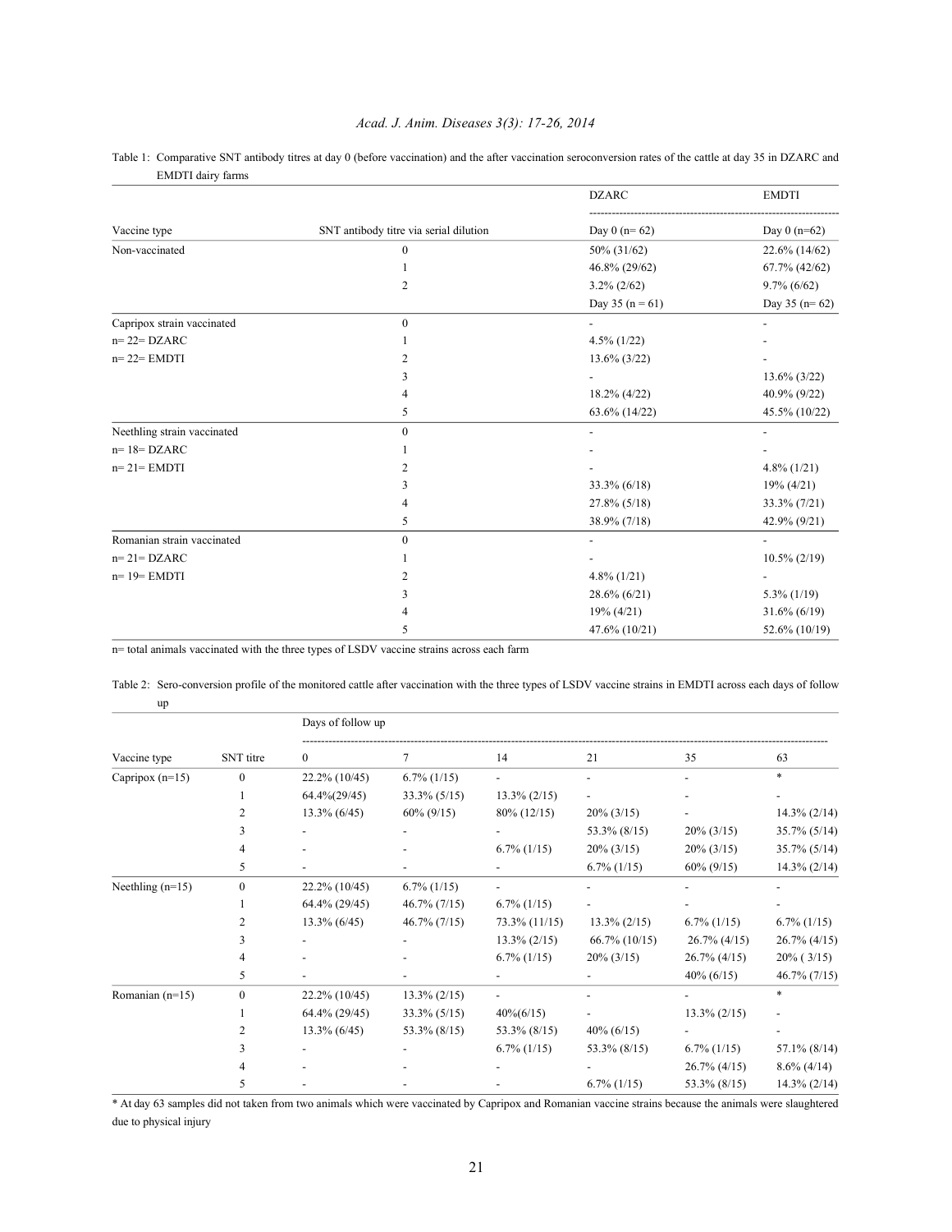Table 1: Comparative SNT antibody titres at day 0 (before vaccination) and the after vaccination seroconversion rates of the cattle at day 35 in DZARC and EMDTI dairy farms

| Vaccine type | SNT antibody titre via serial dilution | DZARC | EMDTI |
|---|---|---|---|
| | | Day 0 (n= 62) | Day 0 (n=62) |
| Non-vaccinated | 0 | 50% (31/62) | 22.6% (14/62) |
| | 1 | 46.8% (29/62) | 67.7% (42/62) |
| | 2 | 3.2% (2/62) | 9.7% (6/62) |
| | | Day 35 (n = 61) | Day 35 (n= 62) |
| Capripox strain vaccinated | 0 | - | - |
| n= 22= DZARC | 1 | 4.5% (1/22) | - |
| n= 22= EMDTI | 2 | 13.6% (3/22) | - |
| | 3 | - | 13.6% (3/22) |
| | 4 | 18.2% (4/22) | 40.9% (9/22) |
| | 5 | 63.6% (14/22) | 45.5% (10/22) |
| Neethling strain vaccinated | 0 | - | - |
| n= 18= DZARC | 1 | - | - |
| n= 21= EMDTI | 2 | - | 4.8% (1/21) |
| | 3 | 33.3% (6/18) | 19% (4/21) |
| | 4 | 27.8% (5/18) | 33.3% (7/21) |
| | 5 | 38.9% (7/18) | 42.9% (9/21) |
| Romanian strain vaccinated | 0 | - | - |
| n= 21= DZARC | 1 | - | 10.5% (2/19) |
| n= 19= EMDTI | 2 | 4.8% (1/21) | - |
| | 3 | 28.6% (6/21) | 5.3% (1/19) |
| | 4 | 19% (4/21) | 31.6% (6/19) |
| | 5 | 47.6% (10/21) | 52.6% (10/19) |

n= total animals vaccinated with the three types of LSDV vaccine strains across each farm

Table 2: Sero-conversion profile of the monitored cattle after vaccination with the three types of LSDV vaccine strains in EMDTI across each days of follow up

| Vaccine type | SNT titre | Days of follow up | | | | | |
|---|---|---|---|---|---|---|---|
| | | 0 | 7 | 14 | 21 | 35 | 63 |
| Capripox (n=15) | 0 | 22.2% (10/45) | 6.7% (1/15) | - | - | - | * |
| | 1 | 64.4%(29/45) | 33.3% (5/15) | 13.3% (2/15) | - | - | - |
| | 2 | 13.3% (6/45) | 60% (9/15) | 80% (12/15) | 20% (3/15) | - | 14.3% (2/14) |
| | 3 | - | - | - | 53.3% (8/15) | 20% (3/15) | 35.7% (5/14) |
| | 4 | - | - | 6.7% (1/15) | 20% (3/15) | 20% (3/15) | 35.7% (5/14) |
| | 5 | - | - | - | 6.7% (1/15) | 60% (9/15) | 14.3% (2/14) |
| Neethling (n=15) | 0 | 22.2% (10/45) | 6.7% (1/15) | - | - | - | - |
| | 1 | 64.4% (29/45) | 46.7% (7/15) | 6.7% (1/15) | - | - | - |
| | 2 | 13.3% (6/45) | 46.7% (7/15) | 73.3% (11/15) | 13.3% (2/15) | 6.7% (1/15) | 6.7% (1/15) |
| | 3 | - | - | 13.3% (2/15) | 66.7% (10/15) | 26.7% (4/15) | 26.7% (4/15) |
| | 4 | - | - | 6.7% (1/15) | 20% (3/15) | 26.7% (4/15) | 20% ( 3/15) |
| | 5 | - | - | - | - | 40% (6/15) | 46.7% (7/15) |
| Romanian (n=15) | 0 | 22.2% (10/45) | 13.3% (2/15) | - | - | - | * |
| | 1 | 64.4% (29/45) | 33.3% (5/15) | 40%(6/15) | - | 13.3% (2/15) | - |
| | 2 | 13.3% (6/45) | 53.3% (8/15) | 53.3% (8/15) | 40% (6/15) | - | - |
| | 3 | - | - | 6.7% (1/15) | 53.3% (8/15) | 6.7% (1/15) | 57.1% (8/14) |
| | 4 | - | - | - | - | 26.7% (4/15) | 8.6% (4/14) |
| | 5 | - | - | - | 6.7% (1/15) | 53.3% (8/15) | 14.3% (2/14) |

* At day 63 samples did not taken from two animals which were vaccinated by Capripox and Romanian vaccine strains because the animals were slaughtered due to physical injury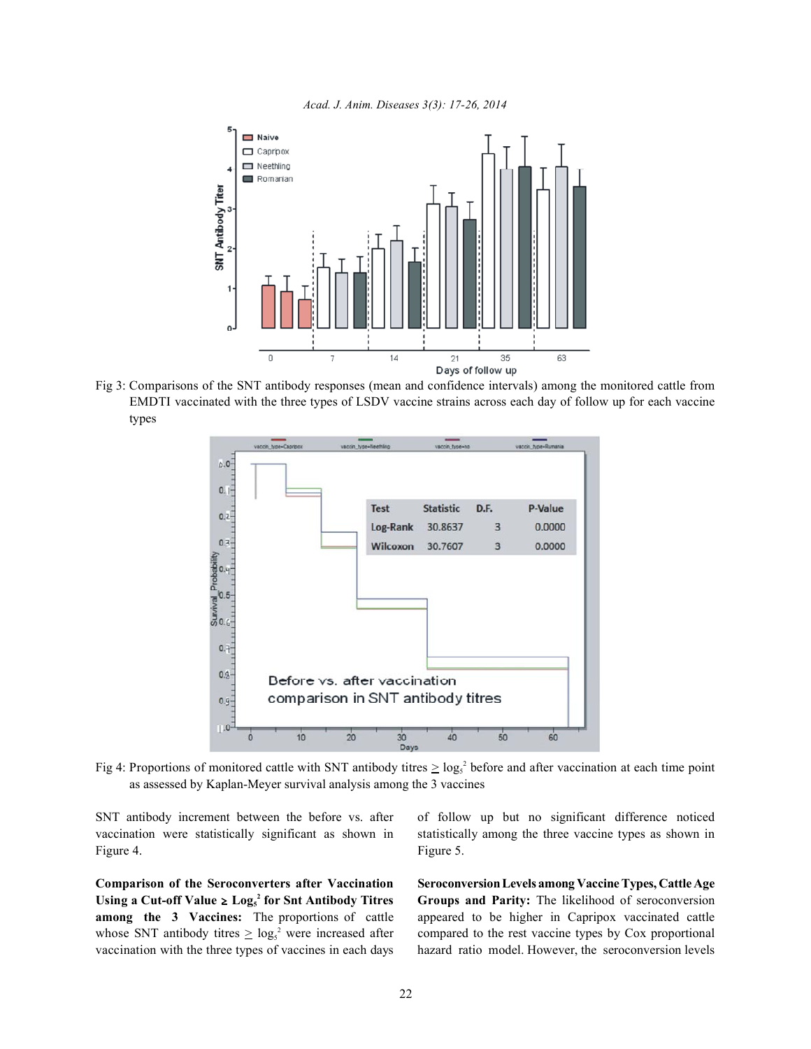Fig 3: Comparisons of the SNT antibody responses (mean and confidence intervals) among the monitored cattle from EMDTI vaccinated with the three types of LSDV vaccine strains across each day of follow up for each vaccine types

| Test | Statistic | D.F. | P-Value |
| --- | --- | --- | --- |
| Log-Rank | 30.8637 | 3 | 0.0000 |
| Wilcoxon | 30.7607 | 3 | 0.0000 |

Fig 4: Proportions of monitored cattle with SNT antibody titres $\geq \log_5^2$ before and after vaccination at each time point as assessed by Kaplan-Meyer survival analysis among the 3 vaccines

SNT antibody increment between the before vs. after vaccination were statistically significant as shown in Figure 4.

**Comparison of the Seroconverters after Vaccination Using a Cut-off Value ≥ $\mathbf{Log_5^2}$ for Snt Antibody Titres among the 3 Vaccines:** The proportions of cattle whose SNT antibody titres $\geq \log_5^2$ were increased after vaccination with the three types of vaccines in each days of follow up but no significant difference noticed statistically among the three vaccine types as shown in Figure 5.

**Seroconversion Levels among Vaccine Types, Cattle Age Groups and Parity:** The likelihood of seroconversion appeared to be higher in Capripox vaccinated cattle compared to the rest vaccine types by Cox proportional hazard ratio model. However, the seroconversion levels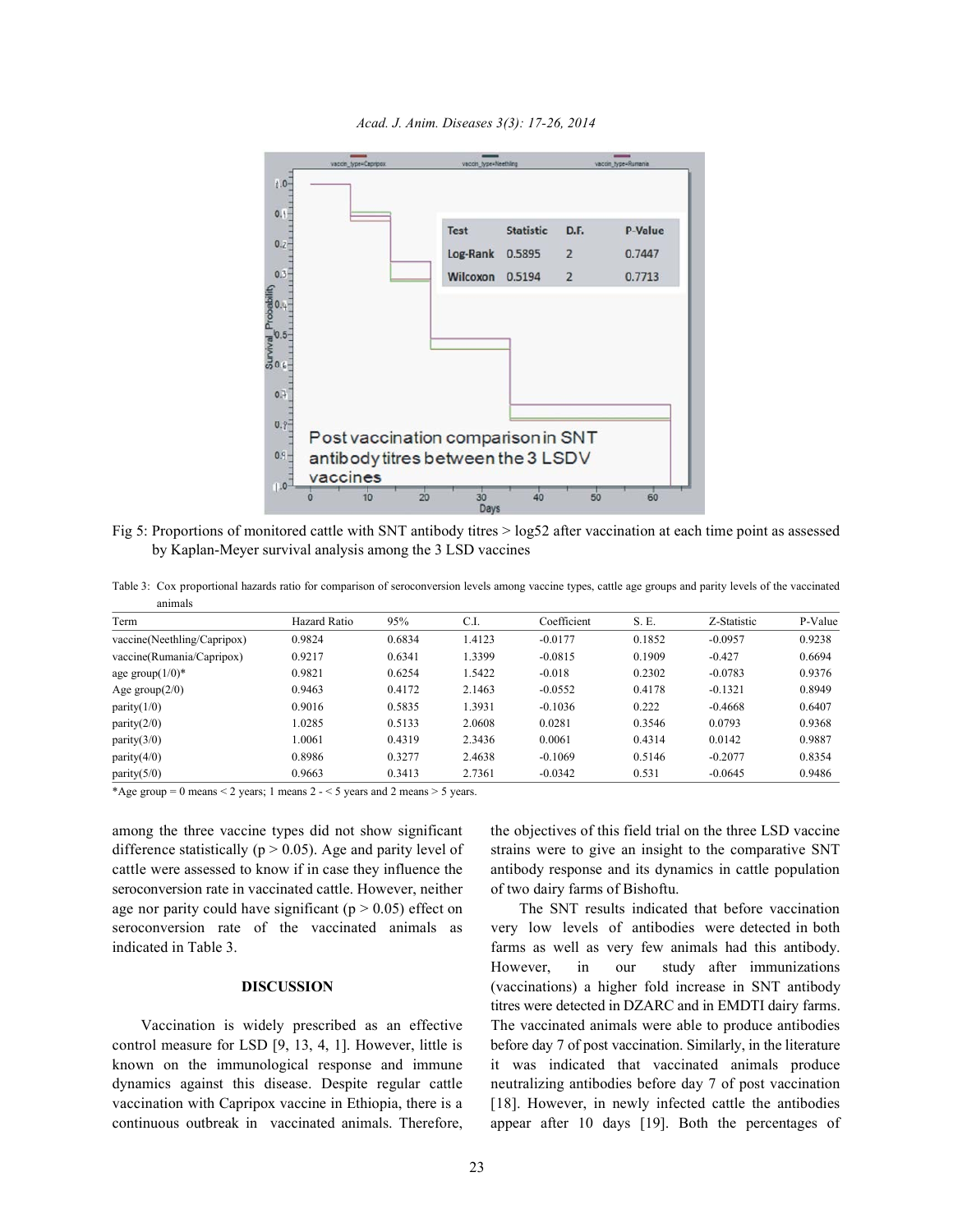Fig 5: Proportions of monitored cattle with SNT antibody titres > log52 after vaccination at each time point as assessed by Kaplan-Meyer survival analysis among the 3 LSD vaccines

Table 3: Cox proportional hazards ratio for comparison of seroconversion levels among vaccine types, cattle age groups and parity levels of the vaccinated animals

| Term | Hazard Ratio | 95% | C.I. | Coefficient | S. E. | Z-Statistic | P-Value |
|---|---|---|---|---|---|---|---|
| vaccine(Neethling/Capripox) | 0.9824 | 0.6834 | 1.4123 | -0.0177 | 0.1852 | -0.0957 | 0.9238 |
| vaccine(Rumania/Capripox) | 0.9217 | 0.6341 | 1.3399 | -0.0815 | 0.1909 | -0.427 | 0.6694 |
| age group(1/0)* | 0.9821 | 0.6254 | 1.5422 | -0.018 | 0.2302 | -0.0783 | 0.9376 |
| Age group(2/0) | 0.9463 | 0.4172 | 2.1463 | -0.0552 | 0.4178 | -0.1321 | 0.8949 |
| parity(1/0) | 0.9016 | 0.5835 | 1.3931 | -0.1036 | 0.222 | -0.4668 | 0.6407 |
| parity(2/0) | 1.0285 | 0.5133 | 2.0608 | 0.0281 | 0.3546 | 0.0793 | 0.9368 |
| parity(3/0) | 1.0061 | 0.4319 | 2.3436 | 0.0061 | 0.4314 | 0.0142 | 0.9887 |
| parity(4/0) | 0.8986 | 0.3277 | 2.4638 | -0.1069 | 0.5146 | -0.2077 | 0.8354 |
| parity(5/0) | 0.9663 | 0.3413 | 2.7361 | -0.0342 | 0.531 | -0.0645 | 0.9486 |

*Age group = 0 means < 2 years; 1 means 2 - < 5 years and 2 means > 5 years.

among the three vaccine types did not show significant difference statistically ($p > 0.05$). Age and parity level of cattle were assessed to know if in case they influence the seroconversion rate in vaccinated cattle. However, neither age nor parity could have significant ($p > 0.05$) effect on seroconversion rate of the vaccinated animals as indicated in Table 3.

## DISCUSSION

Vaccination is widely prescribed as an effective control measure for LSD [9, 13, 4, 1]. However, little is known on the immunological response and immune dynamics against this disease. Despite regular cattle vaccination with Capripox vaccine in Ethiopia, there is a continuous outbreak in vaccinated animals. Therefore, the objectives of this field trial on the three LSD vaccine strains were to give an insight to the comparative SNT antibody response and its dynamics in cattle population of two dairy farms of Bishoftu.

The SNT results indicated that before vaccination very low levels of antibodies were detected in both farms as well as very few animals had this antibody. However, in our study after immunizations (vaccinations) a higher fold increase in SNT antibody titres were detected in DZARC and in EMDTI dairy farms. The vaccinated animals were able to produce antibodies before day 7 of post vaccination. Similarly, in the literature it was indicated that vaccinated animals produce neutralizing antibodies before day 7 of post vaccination [18]. However, in newly infected cattle the antibodies appear after 10 days [19]. Both the percentages of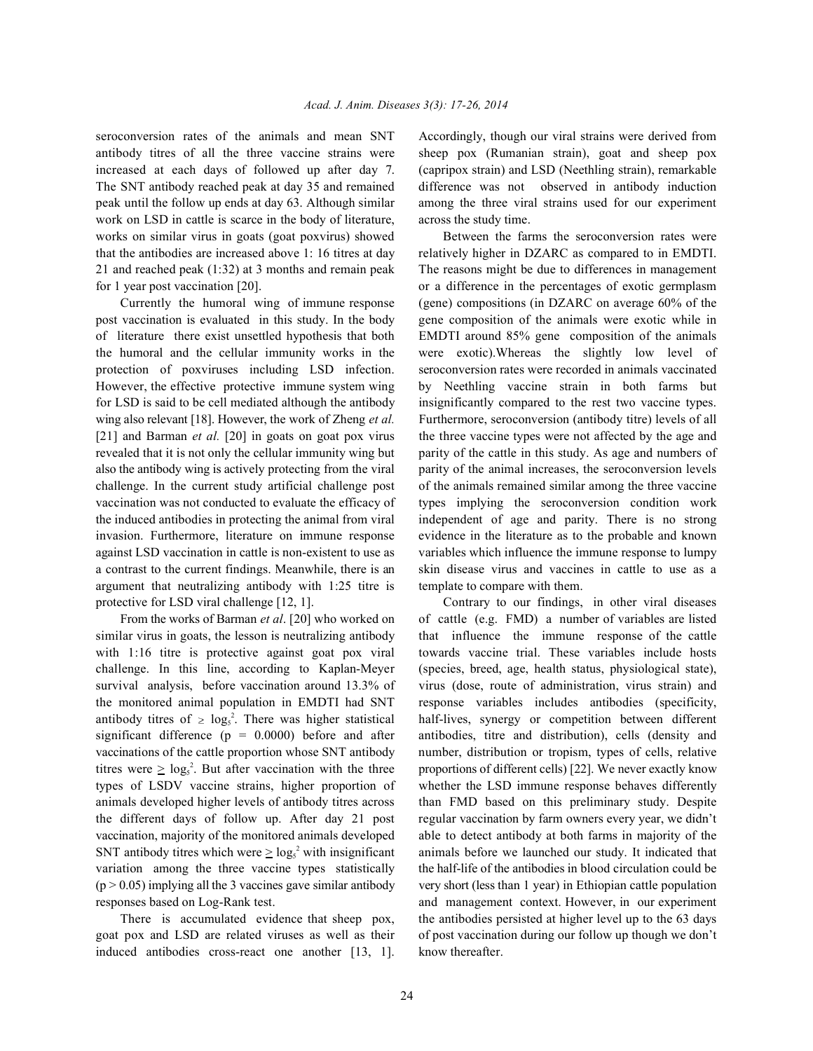seroconversion rates of the animals and mean SNT antibody titres of all the three vaccine strains were increased at each days of followed up after day 7. The SNT antibody reached peak at day 35 and remained peak until the follow up ends at day 63. Although similar work on LSD in cattle is scarce in the body of literature, works on similar virus in goats (goat poxvirus) showed that the antibodies are increased above 1: 16 titres at day 21 and reached peak (1:32) at 3 months and remain peak for 1 year post vaccination [20].

Currently the humoral wing of immune response post vaccination is evaluated in this study. In the body of literature there exist unsettled hypothesis that both the humoral and the cellular immunity works in the protection of poxviruses including LSD infection. However, the effective protective immune system wing for LSD is said to be cell mediated although the antibody wing also relevant [18]. However, the work of Zheng *et al.* [21] and Barman *et al.* [20] in goats on goat pox virus revealed that it is not only the cellular immunity wing but also the antibody wing is actively protecting from the viral challenge. In the current study artificial challenge post vaccination was not conducted to evaluate the efficacy of the induced antibodies in protecting the animal from viral invasion. Furthermore, literature on immune response against LSD vaccination in cattle is non-existent to use as a contrast to the current findings. Meanwhile, there is an argument that neutralizing antibody with 1:25 titre is protective for LSD viral challenge [12, 1].

From the works of Barman *et al*. [20] who worked on similar virus in goats, the lesson is neutralizing antibody with 1:16 titre is protective against goat pox viral challenge. In this line, according to Kaplan-Meyer survival analysis, before vaccination around 13.3% of the monitored animal population in EMDTI had SNT antibody titres of $\geq \log_5^2$. There was higher statistical significant difference ($p = 0.0000$) before and after vaccinations of the cattle proportion whose SNT antibody titres were $\geq \log_5^2$. But after vaccination with the three types of LSDV vaccine strains, higher proportion of animals developed higher levels of antibody titres across the different days of follow up. After day 21 post vaccination, majority of the monitored animals developed SNT antibody titres which were $\geq \log_5^2$ with insignificant variation among the three vaccine types statistically ($p > 0.05$) implying all the 3 vaccines gave similar antibody responses based on Log-Rank test.

There is accumulated evidence that sheep pox, goat pox and LSD are related viruses as well as their induced antibodies cross-react one another [13, 1]. Accordingly, though our viral strains were derived from sheep pox (Rumanian strain), goat and sheep pox (capripox strain) and LSD (Neethling strain), remarkable difference was not observed in antibody induction among the three viral strains used for our experiment across the study time.

Between the farms the seroconversion rates were relatively higher in DZARC as compared to in EMDTI. The reasons might be due to differences in management or a difference in the percentages of exotic germplasm (gene) compositions (in DZARC on average 60% of the gene composition of the animals were exotic while in EMDTI around 85% gene composition of the animals were exotic).Whereas the slightly low level of seroconversion rates were recorded in animals vaccinated by Neethling vaccine strain in both farms but insignificantly compared to the rest two vaccine types. Furthermore, seroconversion (antibody titre) levels of all the three vaccine types were not affected by the age and parity of the cattle in this study. As age and numbers of parity of the animal increases, the seroconversion levels of the animals remained similar among the three vaccine types implying the seroconversion condition work independent of age and parity. There is no strong evidence in the literature as to the probable and known variables which influence the immune response to lumpy skin disease virus and vaccines in cattle to use as a template to compare with them.

Contrary to our findings, in other viral diseases of cattle (e.g. FMD) a number of variables are listed that influence the immune response of the cattle towards vaccine trial. These variables include hosts (species, breed, age, health status, physiological state), virus (dose, route of administration, virus strain) and response variables includes antibodies (specificity, half-lives, synergy or competition between different antibodies, titre and distribution), cells (density and number, distribution or tropism, types of cells, relative proportions of different cells) [22]. We never exactly know whether the LSD immune response behaves differently than FMD based on this preliminary study. Despite regular vaccination by farm owners every year, we didn't able to detect antibody at both farms in majority of the animals before we launched our study. It indicated that the half-life of the antibodies in blood circulation could be very short (less than 1 year) in Ethiopian cattle population and management context. However, in our experiment the antibodies persisted at higher level up to the 63 days of post vaccination during our follow up though we don't know thereafter.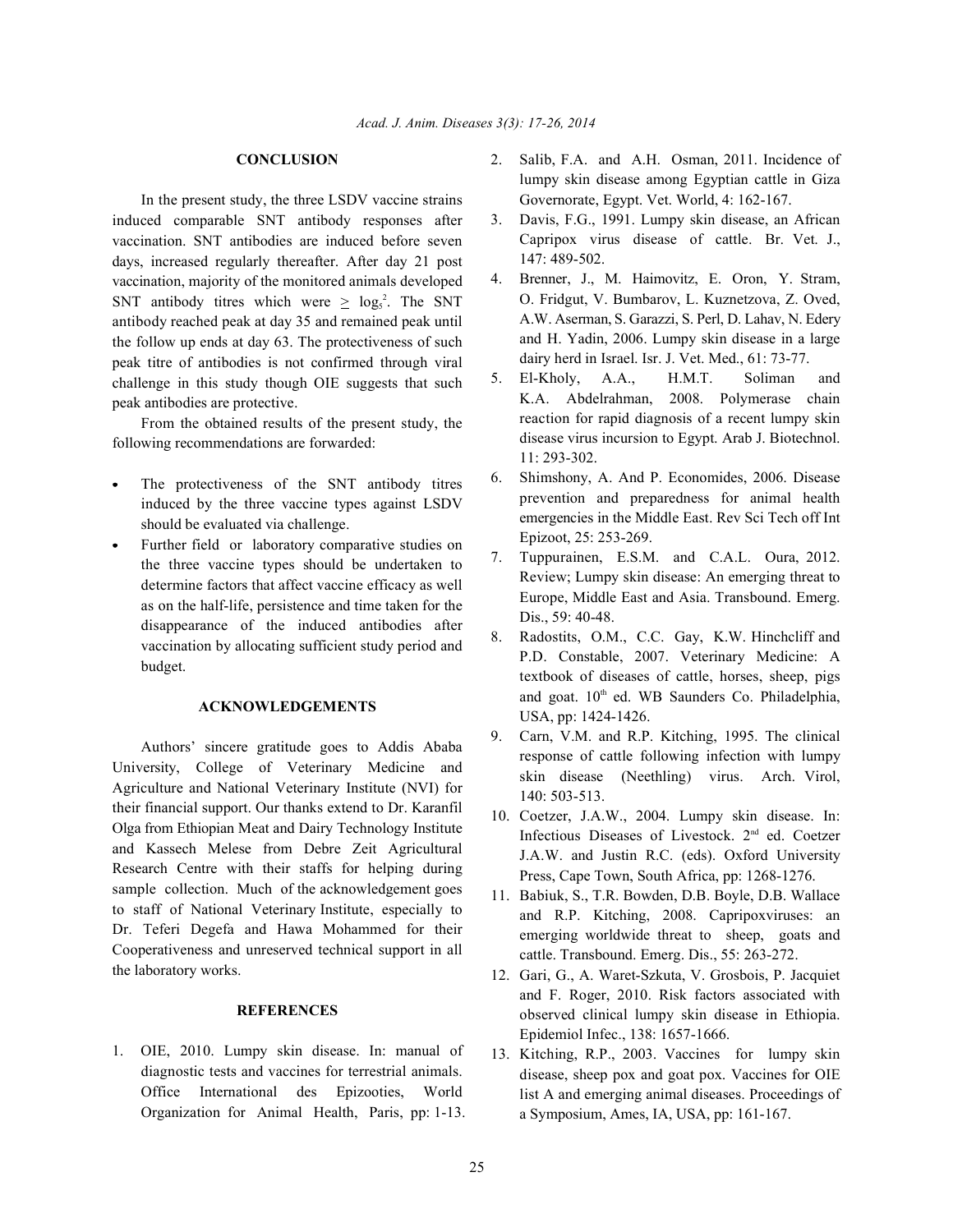## CONCLUSION

In the present study, the three LSDV vaccine strains induced comparable SNT antibody responses after vaccination. SNT antibodies are induced before seven days, increased regularly thereafter. After day 21 post vaccination, majority of the monitored animals developed SNT antibody titres which were $\geq \log_5^2$. The SNT antibody reached peak at day 35 and remained peak until the follow up ends at day 63. The protectiveness of such peak titre of antibodies is not confirmed through viral challenge in this study though OIE suggests that such peak antibodies are protective.

From the obtained results of the present study, the following recommendations are forwarded:

- The protectiveness of the SNT antibody titres induced by the three vaccine types against LSDV should be evaluated via challenge.
- Further field or laboratory comparative studies on the three vaccine types should be undertaken to determine factors that affect vaccine efficacy as well as on the half-life, persistence and time taken for the disappearance of the induced antibodies after vaccination by allocating sufficient study period and budget.

## ACKNOWLEDGEMENTS

Authors' sincere gratitude goes to Addis Ababa University, College of Veterinary Medicine and Agriculture and National Veterinary Institute (NVI) for their financial support. Our thanks extend to Dr. Karanfil Olga from Ethiopian Meat and Dairy Technology Institute and Kassech Melese from Debre Zeit Agricultural Research Centre with their staffs for helping during sample collection. Much of the acknowledgement goes to staff of National Veterinary Institute, especially to Dr. Teferi Degefa and Hawa Mohammed for their Cooperativeness and unreserved technical support in all the laboratory works.

## REFERENCES

1. OIE, 2010. Lumpy skin disease. In: manual of diagnostic tests and vaccines for terrestrial animals. Office International des Epizooties, World Organization for Animal Health, Paris, pp: 1-13.
2. Salib, F.A. and A.H. Osman, 2011. Incidence of lumpy skin disease among Egyptian cattle in Giza Governorate, Egypt. Vet. World, 4: 162-167.
3. Davis, F.G., 1991. Lumpy skin disease, an African Capripox virus disease of cattle. Br. Vet. J., 147: 489-502.
4. Brenner, J., M. Haimovitz, E. Oron, Y. Stram, O. Fridgut, V. Bumbarov, L. Kuznetzova, Z. Oved, A.W. Aserman, S. Garazzi, S. Perl, D. Lahav, N. Edery and H. Yadin, 2006. Lumpy skin disease in a large dairy herd in Israel. Isr. J. Vet. Med., 61: 73-77.
5. El-Kholy, A.A., H.M.T. Soliman and K.A. Abdelrahman, 2008. Polymerase chain reaction for rapid diagnosis of a recent lumpy skin disease virus incursion to Egypt. Arab J. Biotechnol. 11: 293-302.
6. Shimshony, A. And P. Economides, 2006. Disease prevention and preparedness for animal health emergencies in the Middle East. Rev Sci Tech off Int Epizoot, 25: 253-269.
7. Tuppurainen, E.S.M. and C.A.L. Oura, 2012. Review; Lumpy skin disease: An emerging threat to Europe, Middle East and Asia. Transbound. Emerg. Dis., 59: 40-48.
8. Radostits, O.M., C.C. Gay, K.W. Hinchcliff and P.D. Constable, 2007. Veterinary Medicine: A textbook of diseases of cattle, horses, sheep, pigs and goat. 10th ed. WB Saunders Co. Philadelphia, USA, pp: 1424-1426.
9. Carn, V.M. and R.P. Kitching, 1995. The clinical response of cattle following infection with lumpy skin disease (Neethling) virus. Arch. Virol, 140: 503-513.
10. Coetzer, J.A.W., 2004. Lumpy skin disease. In: Infectious Diseases of Livestock. 2nd ed. Coetzer J.A.W. and Justin R.C. (eds). Oxford University Press, Cape Town, South Africa, pp: 1268-1276.
11. Babiuk, S., T.R. Bowden, D.B. Boyle, D.B. Wallace and R.P. Kitching, 2008. Capripoxviruses: an emerging worldwide threat to sheep, goats and cattle. Transbound. Emerg. Dis., 55: 263-272.
12. Gari, G., A. Waret-Szkuta, V. Grosbois, P. Jacquiet and F. Roger, 2010. Risk factors associated with observed clinical lumpy skin disease in Ethiopia. Epidemiol Infec., 138: 1657-1666.
13. Kitching, R.P., 2003. Vaccines for lumpy skin disease, sheep pox and goat pox. Vaccines for OIE list A and emerging animal diseases. Proceedings of a Symposium, Ames, IA, USA, pp: 161-167.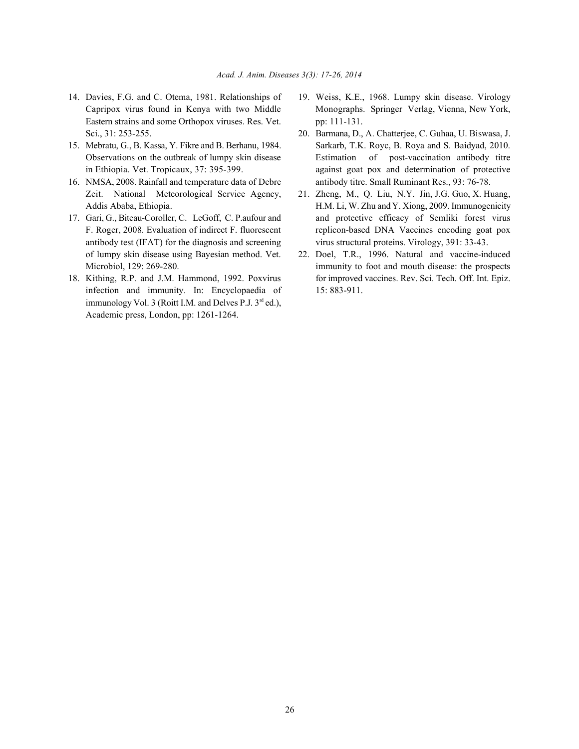14. Davies, F.G. and C. Otema, 1981. Relationships of Capripox virus found in Kenya with two Middle Eastern strains and some Orthopox viruses. Res. Vet. Sci., 31: 253-255.
15. Mebratu, G., B. Kassa, Y. Fikre and B. Berhanu, 1984. Observations on the outbreak of lumpy skin disease in Ethiopia. Vet. Tropicaux, 37: 395-399.
16. NMSA, 2008. Rainfall and temperature data of Debre Zeit. National Meteorological Service Agency, Addis Ababa, Ethiopia.
17. Gari, G., Biteau-Coroller, C. LeGoff, C. P.aufour and F. Roger, 2008. Evaluation of indirect F. fluorescent antibody test (IFAT) for the diagnosis and screening of lumpy skin disease using Bayesian method. Vet. Microbiol, 129: 269-280.
18. Kithing, R.P. and J.M. Hammond, 1992. Poxvirus infection and immunity. In: Encyclopaedia of immunology Vol. 3 (Roitt I.M. and Delves P.J. 3rd ed.), Academic press, London, pp: 1261-1264.
19. Weiss, K.E., 1968. Lumpy skin disease. Virology Monographs. Springer Verlag, Vienna, New York, pp: 111-131.
20. Barmana, D., A. Chatterjee, C. Guhaa, U. Biswasa, J. Sarkarb, T.K. Royc, B. Roya and S. Baidyad, 2010. Estimation of post-vaccination antibody titre against goat pox and determination of protective antibody titre. Small Ruminant Res., 93: 76-78.
21. Zheng, M., Q. Liu, N.Y. Jin, J.G. Guo, X. Huang, H.M. Li, W. Zhu and Y. Xiong, 2009. Immunogenicity and protective efficacy of Semliki forest virus replicon-based DNA Vaccines encoding goat pox virus structural proteins. Virology, 391: 33-43.
22. Doel, T.R., 1996. Natural and vaccine-induced immunity to foot and mouth disease: the prospects for improved vaccines. Rev. Sci. Tech. Off. Int. Epiz. 15: 883-911.